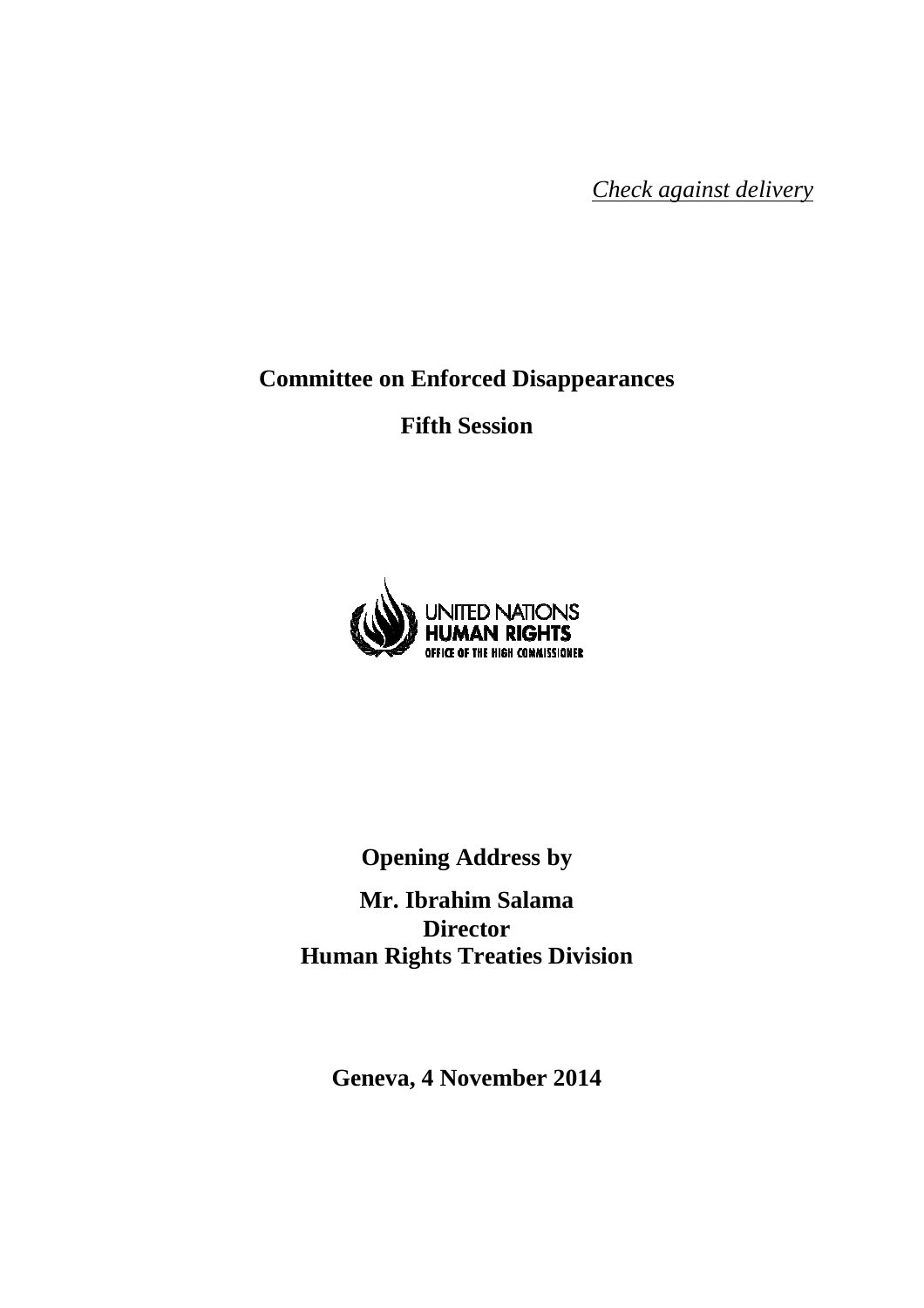*Check against delivery*

# Committee on Enforced Disappearances

## Fifth Session

UNITED NATIONS
HUMAN RIGHTS
OFFICE OF THE HIGH COMMISSIONER

**Opening Address by**

**Mr. Ibrahim Salama**
**Director**
**Human Rights Treaties Division**

**Geneva, 4 November 2014**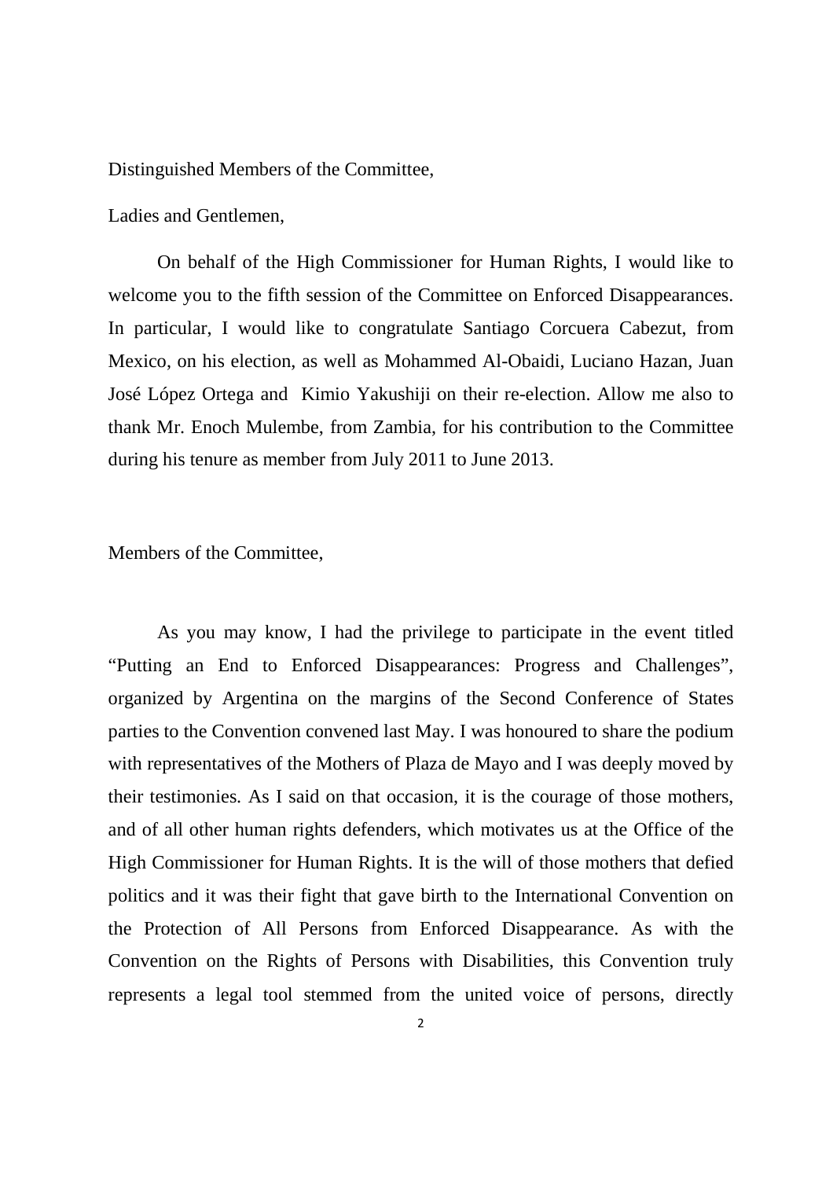Distinguished Members of the Committee,

Ladies and Gentlemen,

On behalf of the High Commissioner for Human Rights, I would like to welcome you to the fifth session of the Committee on Enforced Disappearances. In particular, I would like to congratulate Santiago Corcuera Cabezut, from Mexico, on his election, as well as Mohammed Al-Obaidi, Luciano Hazan, Juan José López Ortega and Kimio Yakushiji on their re-election. Allow me also to thank Mr. Enoch Mulembe, from Zambia, for his contribution to the Committee during his tenure as member from July 2011 to June 2013.

Members of the Committee,

As you may know, I had the privilege to participate in the event titled "Putting an End to Enforced Disappearances: Progress and Challenges", organized by Argentina on the margins of the Second Conference of States parties to the Convention convened last May. I was honoured to share the podium with representatives of the Mothers of Plaza de Mayo and I was deeply moved by their testimonies. As I said on that occasion, it is the courage of those mothers, and of all other human rights defenders, which motivates us at the Office of the High Commissioner for Human Rights. It is the will of those mothers that defied politics and it was their fight that gave birth to the International Convention on the Protection of All Persons from Enforced Disappearance. As with the Convention on the Rights of Persons with Disabilities, this Convention truly represents a legal tool stemmed from the united voice of persons, directly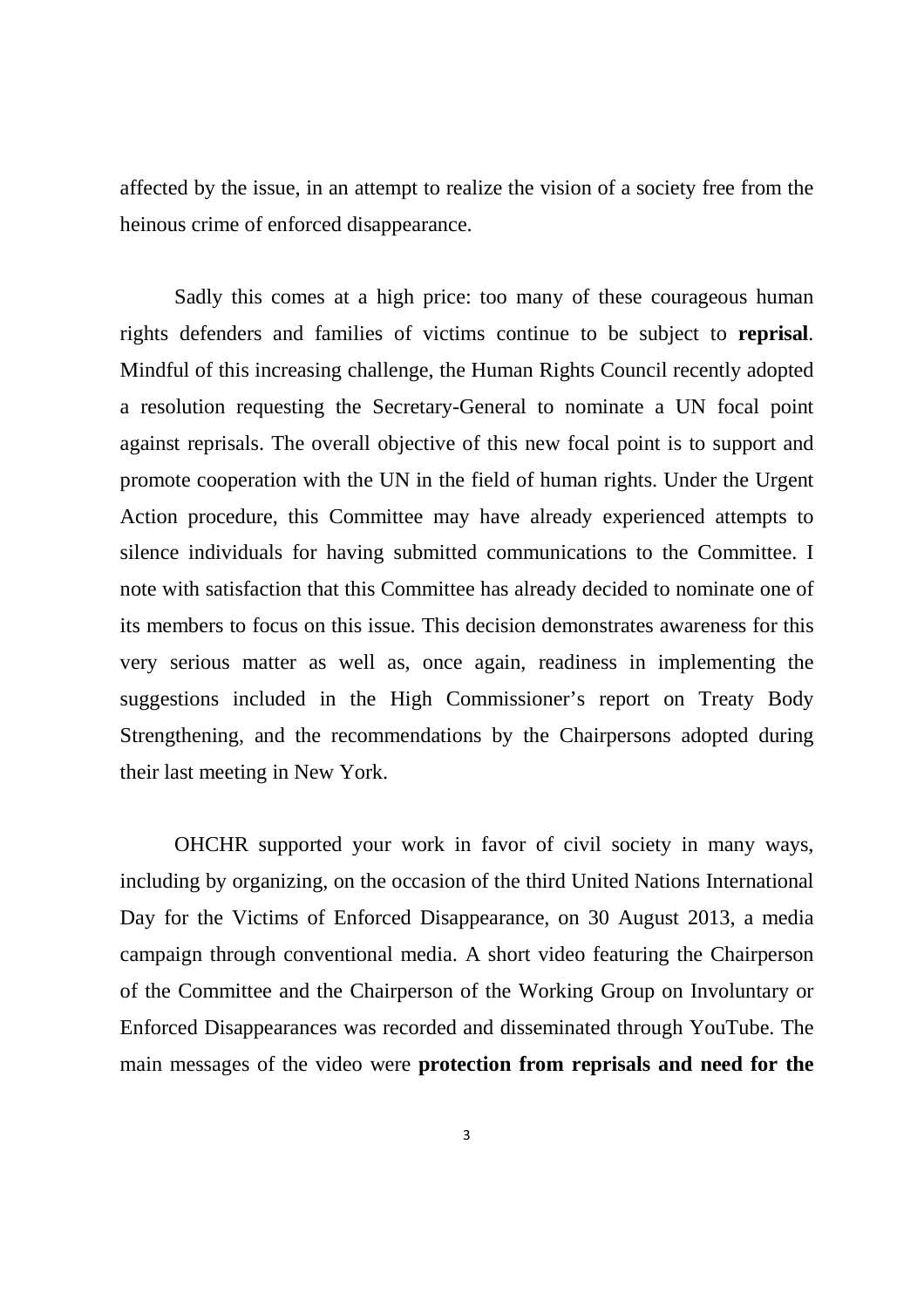affected by the issue, in an attempt to realize the vision of a society free from the heinous crime of enforced disappearance.

Sadly this comes at a high price: too many of these courageous human rights defenders and families of victims continue to be subject to **reprisal**. Mindful of this increasing challenge, the Human Rights Council recently adopted a resolution requesting the Secretary-General to nominate a UN focal point against reprisals. The overall objective of this new focal point is to support and promote cooperation with the UN in the field of human rights. Under the Urgent Action procedure, this Committee may have already experienced attempts to silence individuals for having submitted communications to the Committee. I note with satisfaction that this Committee has already decided to nominate one of its members to focus on this issue. This decision demonstrates awareness for this very serious matter as well as, once again, readiness in implementing the suggestions included in the High Commissioner's report on Treaty Body Strengthening, and the recommendations by the Chairpersons adopted during their last meeting in New York.

OHCHR supported your work in favor of civil society in many ways, including by organizing, on the occasion of the third United Nations International Day for the Victims of Enforced Disappearance, on 30 August 2013, a media campaign through conventional media. A short video featuring the Chairperson of the Committee and the Chairperson of the Working Group on Involuntary or Enforced Disappearances was recorded and disseminated through YouTube. The main messages of the video were **protection from reprisals and need for the**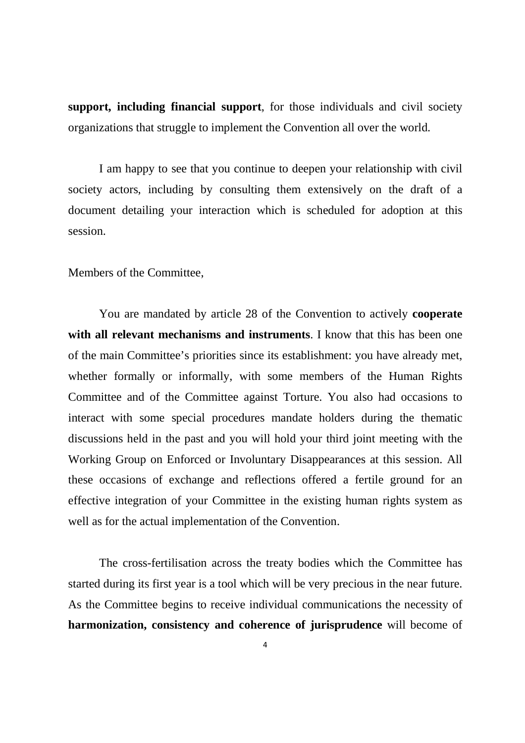**support, including financial support**, for those individuals and civil society organizations that struggle to implement the Convention all over the world.

I am happy to see that you continue to deepen your relationship with civil society actors, including by consulting them extensively on the draft of a document detailing your interaction which is scheduled for adoption at this session.

Members of the Committee,

You are mandated by article 28 of the Convention to actively **cooperate with all relevant mechanisms and instruments**. I know that this has been one of the main Committee's priorities since its establishment: you have already met, whether formally or informally, with some members of the Human Rights Committee and of the Committee against Torture. You also had occasions to interact with some special procedures mandate holders during the thematic discussions held in the past and you will hold your third joint meeting with the Working Group on Enforced or Involuntary Disappearances at this session. All these occasions of exchange and reflections offered a fertile ground for an effective integration of your Committee in the existing human rights system as well as for the actual implementation of the Convention.

The cross-fertilisation across the treaty bodies which the Committee has started during its first year is a tool which will be very precious in the near future. As the Committee begins to receive individual communications the necessity of **harmonization, consistency and coherence of jurisprudence** will become of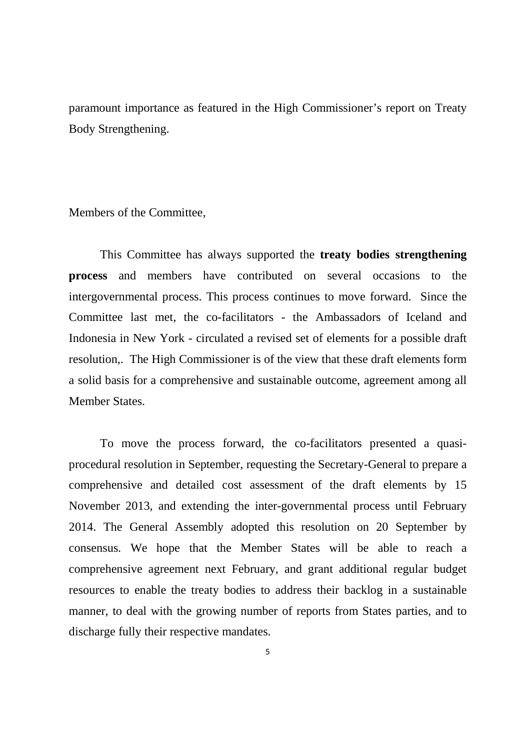paramount importance as featured in the High Commissioner's report on Treaty Body Strengthening.

Members of the Committee,

This Committee has always supported the **treaty bodies strengthening process** and members have contributed on several occasions to the intergovernmental process. This process continues to move forward. Since the Committee last met, the co-facilitators - the Ambassadors of Iceland and Indonesia in New York - circulated a revised set of elements for a possible draft resolution,. The High Commissioner is of the view that these draft elements form a solid basis for a comprehensive and sustainable outcome, agreement among all Member States.

To move the process forward, the co-facilitators presented a quasi-procedural resolution in September, requesting the Secretary-General to prepare a comprehensive and detailed cost assessment of the draft elements by 15 November 2013, and extending the inter-governmental process until February 2014. The General Assembly adopted this resolution on 20 September by consensus. We hope that the Member States will be able to reach a comprehensive agreement next February, and grant additional regular budget resources to enable the treaty bodies to address their backlog in a sustainable manner, to deal with the growing number of reports from States parties, and to discharge fully their respective mandates.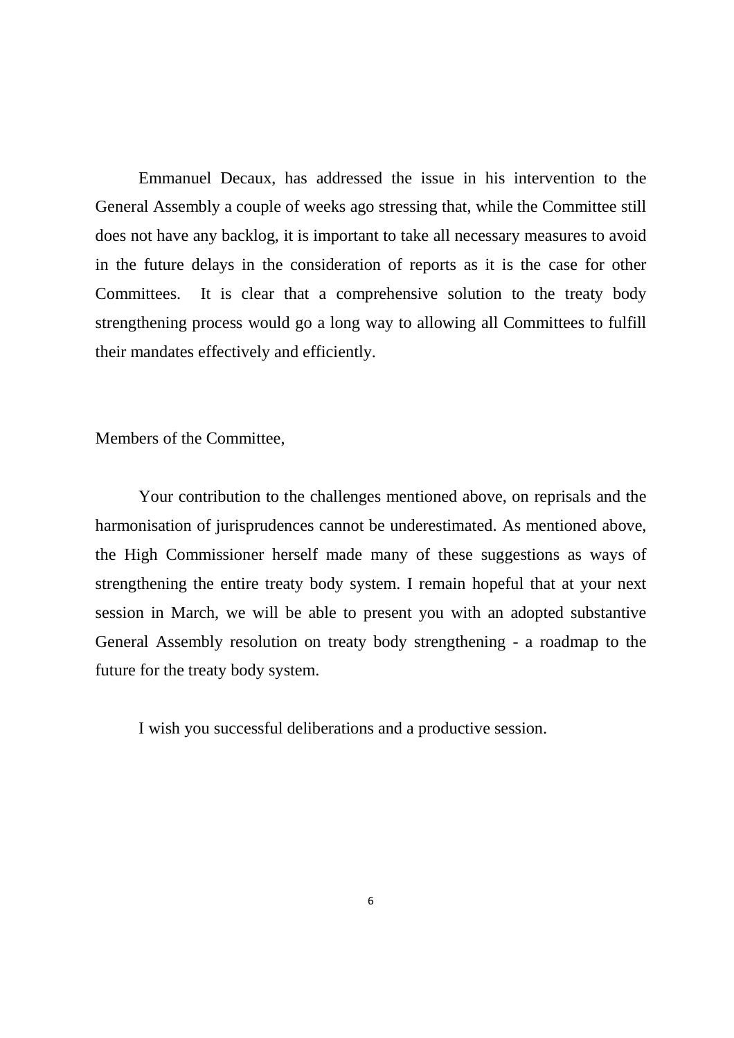Emmanuel Decaux, has addressed the issue in his intervention to the General Assembly a couple of weeks ago stressing that, while the Committee still does not have any backlog, it is important to take all necessary measures to avoid in the future delays in the consideration of reports as it is the case for other Committees. It is clear that a comprehensive solution to the treaty body strengthening process would go a long way to allowing all Committees to fulfill their mandates effectively and efficiently.

Members of the Committee,

Your contribution to the challenges mentioned above, on reprisals and the harmonisation of jurisprudences cannot be underestimated. As mentioned above, the High Commissioner herself made many of these suggestions as ways of strengthening the entire treaty body system. I remain hopeful that at your next session in March, we will be able to present you with an adopted substantive General Assembly resolution on treaty body strengthening - a roadmap to the future for the treaty body system.

I wish you successful deliberations and a productive session.